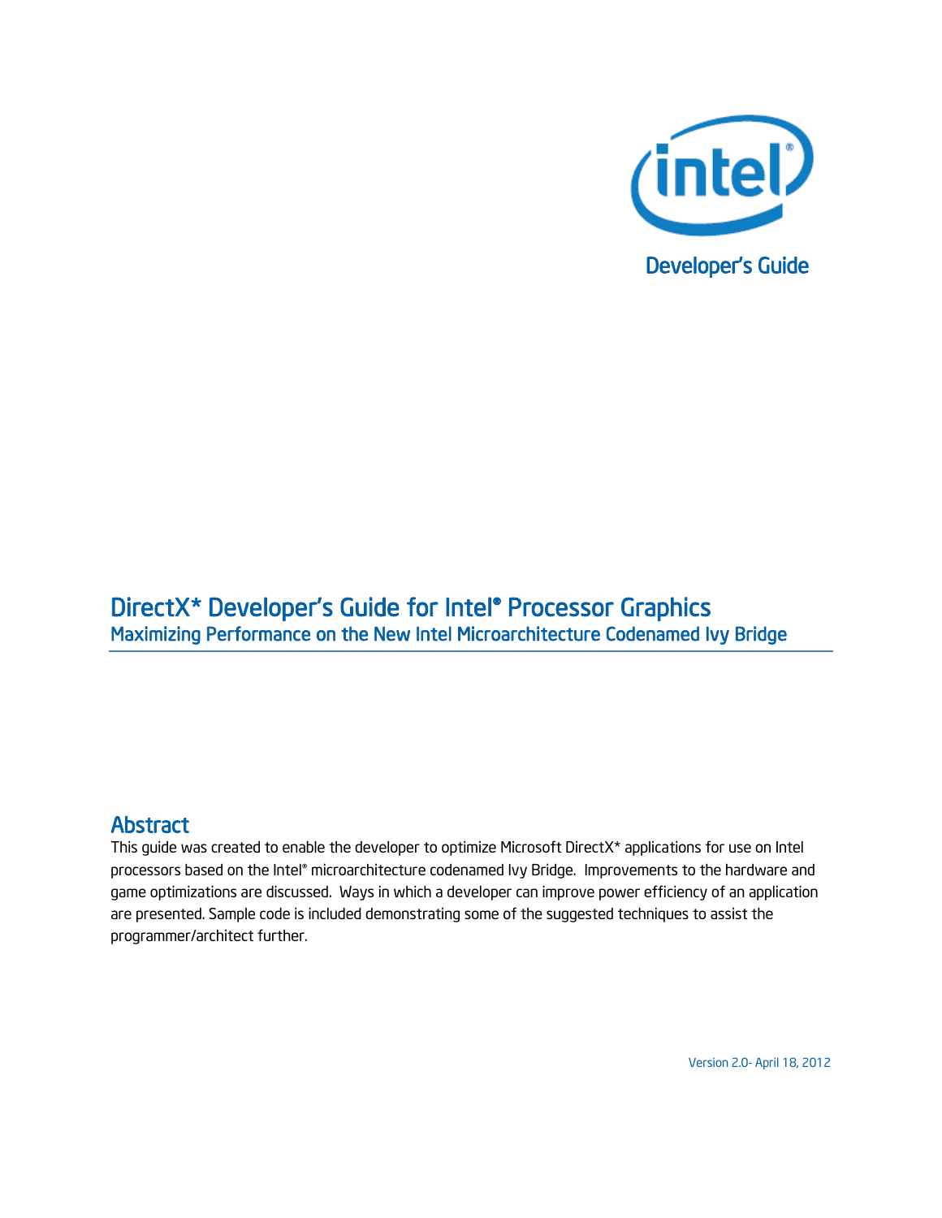Developer's Guide

# DirectX* Developer's Guide for Intel® Processor Graphics

## Maximizing Performance on the New Intel Microarchitecture Codenamed Ivy Bridge

## Abstract

This guide was created to enable the developer to optimize Microsoft DirectX* applications for use on Intel processors based on the Intel® microarchitecture codenamed Ivy Bridge. Improvements to the hardware and game optimizations are discussed. Ways in which a developer can improve power efficiency of an application are presented. Sample code is included demonstrating some of the suggested techniques to assist the programmer/architect further.

Version 2.0- April 18, 2012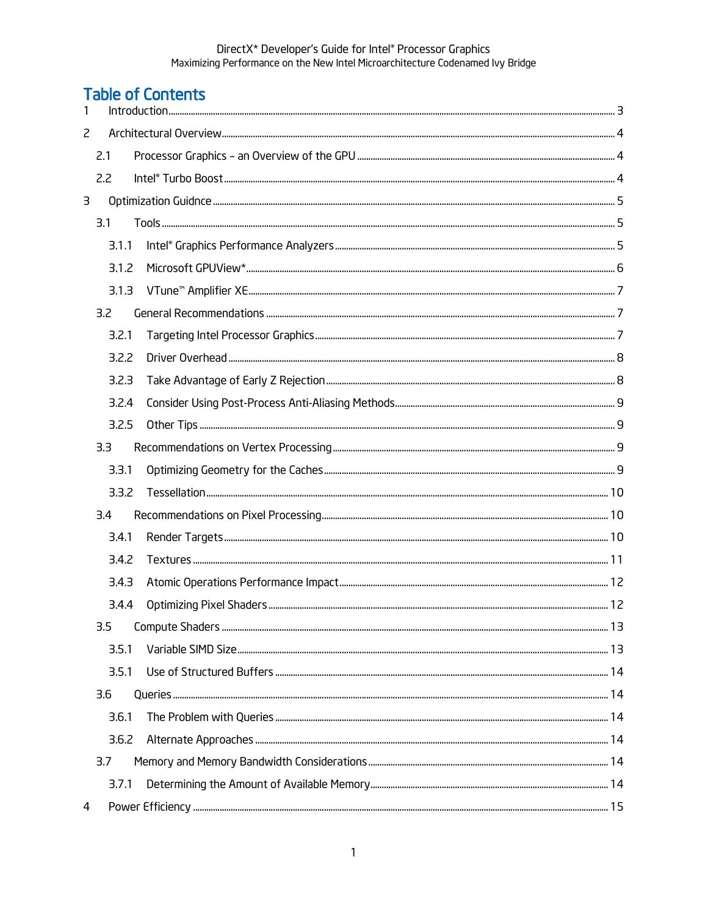# Table of Contents

1 Introduction ..... 3

2 Architectural Overview ..... 4

- 2.1 Processor Graphics – an Overview of the GPU ..... 4
- 2.2 Intel® Turbo Boost ..... 4

3 Optimization Guidnce ..... 5

- 3.1 Tools ..... 5
  - 3.1.1 Intel® Graphics Performance Analyzers ..... 5
  - 3.1.2 Microsoft GPUView* ..... 6
  - 3.1.3 VTune™ Amplifier XE ..... 7
- 3.2 General Recommendations ..... 7
  - 3.2.1 Targeting Intel Processor Graphics ..... 7
  - 3.2.2 Driver Overhead ..... 8
  - 3.2.3 Take Advantage of Early Z Rejection ..... 8
  - 3.2.4 Consider Using Post-Process Anti-Aliasing Methods ..... 9
  - 3.2.5 Other Tips ..... 9
- 3.3 Recommendations on Vertex Processing ..... 9
  - 3.3.1 Optimizing Geometry for the Caches ..... 9
  - 3.3.2 Tessellation ..... 10
- 3.4 Recommendations on Pixel Processing ..... 10
  - 3.4.1 Render Targets ..... 10
  - 3.4.2 Textures ..... 11
  - 3.4.3 Atomic Operations Performance Impact ..... 12
  - 3.4.4 Optimizing Pixel Shaders ..... 12
- 3.5 Compute Shaders ..... 13
  - 3.5.1 Variable SIMD Size ..... 13
  - 3.5.1 Use of Structured Buffers ..... 14
- 3.6 Queries ..... 14
  - 3.6.1 The Problem with Queries ..... 14
  - 3.6.2 Alternate Approaches ..... 14
- 3.7 Memory and Memory Bandwidth Considerations ..... 14
  - 3.7.1 Determining the Amount of Available Memory ..... 14

4 Power Efficiency ..... 15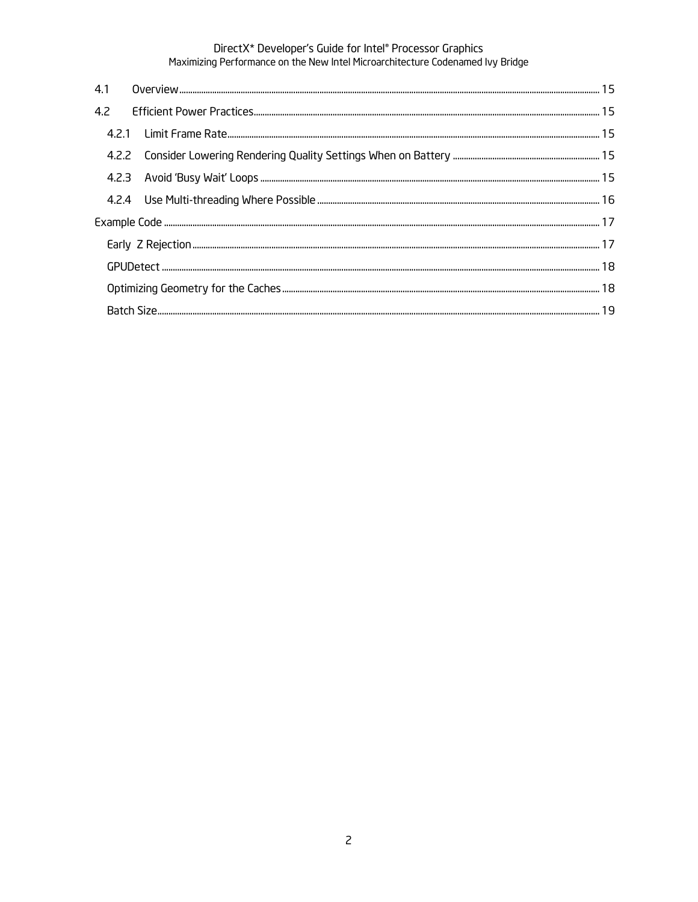4.1 Overview ........ 15

4.2 Efficient Power Practices ........ 15

4.2.1 Limit Frame Rate ........ 15

4.2.2 Consider Lowering Rendering Quality Settings When on Battery ........ 15

4.2.3 Avoid 'Busy Wait' Loops ........ 15

4.2.4 Use Multi-threading Where Possible ........ 16

Example Code ........ 17

Early Z Rejection ........ 17

GPUDetect ........ 18

Optimizing Geometry for the Caches ........ 18

Batch Size ........ 19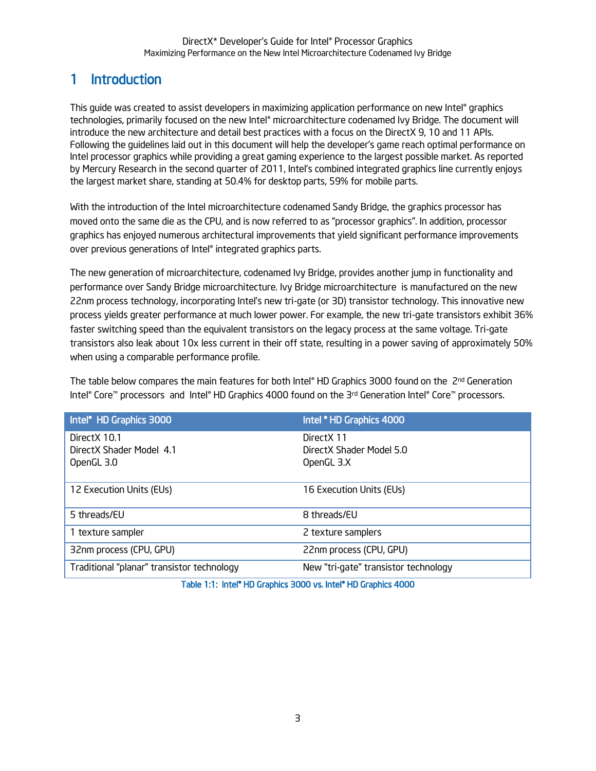# 1 Introduction

This guide was created to assist developers in maximizing application performance on new Intel® graphics technologies, primarily focused on the new Intel® microarchitecture codenamed Ivy Bridge. The document will introduce the new architecture and detail best practices with a focus on the DirectX 9, 10 and 11 APIs. Following the guidelines laid out in this document will help the developer's game reach optimal performance on Intel processor graphics while providing a great gaming experience to the largest possible market. As reported by Mercury Research in the second quarter of 2011, Intel's combined integrated graphics line currently enjoys the largest market share, standing at 50.4% for desktop parts, 59% for mobile parts.

With the introduction of the Intel microarchitecture codenamed Sandy Bridge, the graphics processor has moved onto the same die as the CPU, and is now referred to as "processor graphics". In addition, processor graphics has enjoyed numerous architectural improvements that yield significant performance improvements over previous generations of Intel® integrated graphics parts.

The new generation of microarchitecture, codenamed Ivy Bridge, provides another jump in functionality and performance over Sandy Bridge microarchitecture. Ivy Bridge microarchitecture is manufactured on the new 22nm process technology, incorporating Intel's new tri-gate (or 3D) transistor technology. This innovative new process yields greater performance at much lower power. For example, the new tri-gate transistors exhibit 36% faster switching speed than the equivalent transistors on the legacy process at the same voltage. Tri-gate transistors also leak about 10x less current in their off state, resulting in a power saving of approximately 50% when using a comparable performance profile.

The table below compares the main features for both Intel® HD Graphics 3000 found on the 2nd Generation Intel® Core™ processors and Intel® HD Graphics 4000 found on the 3rd Generation Intel® Core™ processors.

| Intel® HD Graphics 3000 | Intel® HD Graphics 4000 |
|---|---|
| DirectX 10.1<br>DirectX Shader Model 4.1<br>OpenGL 3.0 | DirectX 11<br>DirectX Shader Model 5.0<br>OpenGL 3.X |
| 12 Execution Units (EUs) | 16 Execution Units (EUs) |
| 5 threads/EU | 8 threads/EU |
| 1 texture sampler | 2 texture samplers |
| 32nm process (CPU, GPU) | 22nm process (CPU, GPU) |
| Traditional "planar" transistor technology | New "tri-gate" transistor technology |

Table 1:1: Intel® HD Graphics 3000 vs. Intel® HD Graphics 4000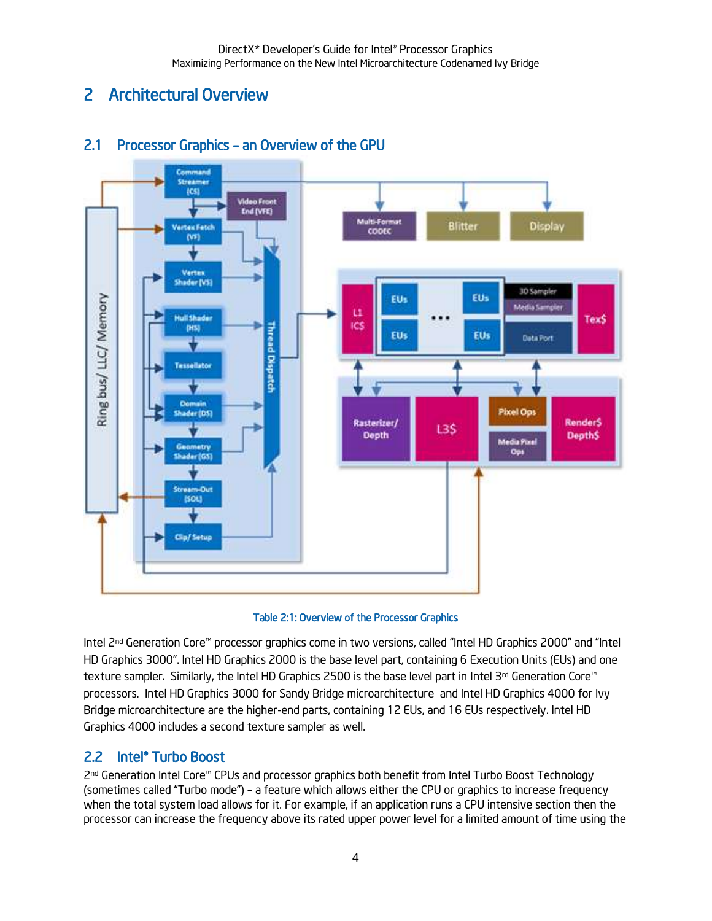# 2 Architectural Overview

## 2.1 Processor Graphics – an Overview of the GPU

Table 2:1: Overview of the Processor Graphics

Intel 2nd Generation Core™ processor graphics come in two versions, called “Intel HD Graphics 2000” and “Intel HD Graphics 3000”. Intel HD Graphics 2000 is the base level part, containing 6 Execution Units (EUs) and one texture sampler. Similarly, the Intel HD Graphics 2500 is the base level part in Intel 3rd Generation Core™ processors. Intel HD Graphics 3000 for Sandy Bridge microarchitecture and Intel HD Graphics 4000 for Ivy Bridge microarchitecture are the higher-end parts, containing 12 EUs, and 16 EUs respectively. Intel HD Graphics 4000 includes a second texture sampler as well.

## 2.2 Intel® Turbo Boost

2nd Generation Intel Core™ CPUs and processor graphics both benefit from Intel Turbo Boost Technology (sometimes called “Turbo mode”) – a feature which allows either the CPU or graphics to increase frequency when the total system load allows for it. For example, if an application runs a CPU intensive section then the processor can increase the frequency above its rated upper power level for a limited amount of time using the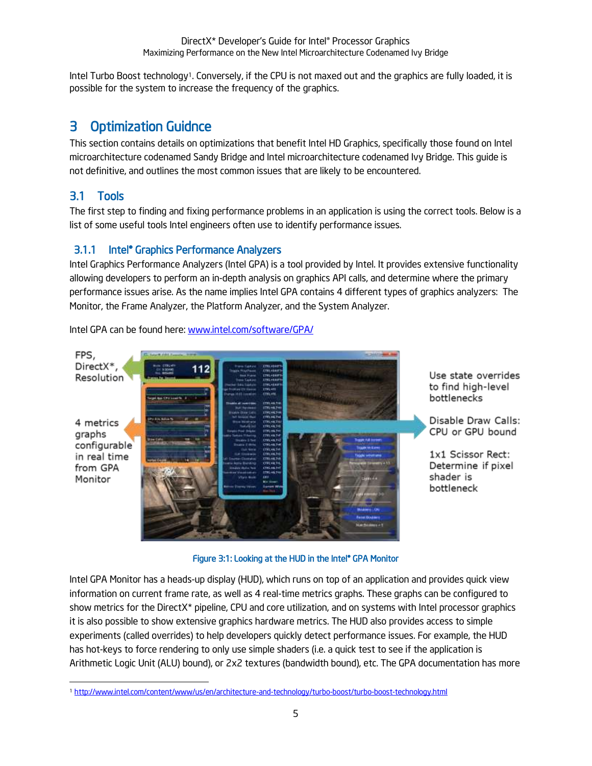Intel Turbo Boost technology[1]. Conversely, if the CPU is not maxed out and the graphics are fully loaded, it is possible for the system to increase the frequency of the graphics.

# 3 Optimization Guidnce

This section contains details on optimizations that benefit Intel HD Graphics, specifically those found on Intel microarchitecture codenamed Sandy Bridge and Intel microarchitecture codenamed Ivy Bridge. This guide is not definitive, and outlines the most common issues that are likely to be encountered.

## 3.1 Tools

The first step to finding and fixing performance problems in an application is using the correct tools. Below is a list of some useful tools Intel engineers often use to identify performance issues.

### 3.1.1 Intel® Graphics Performance Analyzers

Intel Graphics Performance Analyzers (Intel GPA) is a tool provided by Intel. It provides extensive functionality allowing developers to perform an in-depth analysis on graphics API calls, and determine where the primary performance issues arise. As the name implies Intel GPA contains 4 different types of graphics analyzers: The Monitor, the Frame Analyzer, the Platform Analyzer, and the System Analyzer.

Intel GPA can be found here: www.intel.com/software/GPA/

FPS, DirectX*, Resolution

4 metrics graphs configurable in real time from GPA Monitor

Use state overrides to find high-level bottlenecks

Disable Draw Calls: CPU or GPU bound

1x1 Scissor Rect: Determine if pixel shader is bottleneck

Figure 3:1: Looking at the HUD in the Intel® GPA Monitor

Intel GPA Monitor has a heads-up display (HUD), which runs on top of an application and provides quick view information on current frame rate, as well as 4 real-time metrics graphs. These graphs can be configured to show metrics for the DirectX* pipeline, CPU and core utilization, and on systems with Intel processor graphics it is also possible to show extensive graphics hardware metrics. The HUD also provides access to simple experiments (called overrides) to help developers quickly detect performance issues. For example, the HUD has hot-keys to force rendering to only use simple shaders (i.e. a quick test to see if the application is Arithmetic Logic Unit (ALU) bound), or 2x2 textures (bandwidth bound), etc. The GPA documentation has more

[1] http://www.intel.com/content/www/us/en/architecture-and-technology/turbo-boost/turbo-boost-technology.html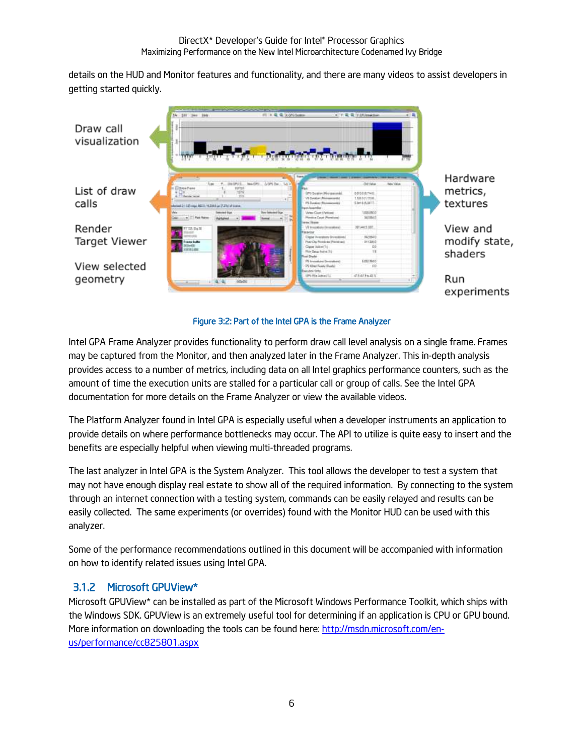details on the HUD and Monitor features and functionality, and there are many videos to assist developers in getting started quickly.

Draw call visualization

List of draw calls

Render Target Viewer

View selected geometry

Hardware metrics, textures

View and modify state, shaders

Run experiments

Figure 3:2: Part of the Intel GPA is the Frame Analyzer

Intel GPA Frame Analyzer provides functionality to perform draw call level analysis on a single frame. Frames may be captured from the Monitor, and then analyzed later in the Frame Analyzer. This in-depth analysis provides access to a number of metrics, including data on all Intel graphics performance counters, such as the amount of time the execution units are stalled for a particular call or group of calls. See the Intel GPA documentation for more details on the Frame Analyzer or view the available videos.

The Platform Analyzer found in Intel GPA is especially useful when a developer instruments an application to provide details on where performance bottlenecks may occur. The API to utilize is quite easy to insert and the benefits are especially helpful when viewing multi-threaded programs.

The last analyzer in Intel GPA is the System Analyzer. This tool allows the developer to test a system that may not have enough display real estate to show all of the required information. By connecting to the system through an internet connection with a testing system, commands can be easily relayed and results can be easily collected. The same experiments (or overrides) found with the Monitor HUD can be used with this analyzer.

Some of the performance recommendations outlined in this document will be accompanied with information on how to identify related issues using Intel GPA.

### 3.1.2 Microsoft GPUView*

Microsoft GPUView* can be installed as part of the Microsoft Windows Performance Toolkit, which ships with the Windows SDK. GPUView is an extremely useful tool for determining if an application is CPU or GPU bound. More information on downloading the tools can be found here: [http://msdn.microsoft.com/en-us/performance/cc825801.aspx](http://msdn.microsoft.com/en-us/performance/cc825801.aspx)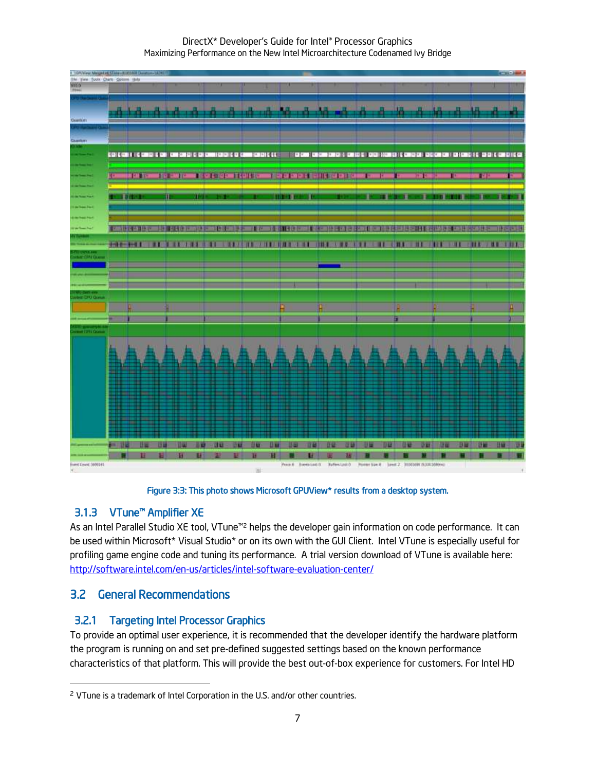Figure 3.3: This photo shows Microsoft GPUView* results from a desktop system.

### 3.1.3 VTune™ Amplifier XE

As an Intel Parallel Studio XE tool, VTune™[2] helps the developer gain information on code performance. It can be used within Microsoft* Visual Studio* or on its own with the GUI Client. Intel VTune is especially useful for profiling game engine code and tuning its performance. A trial version download of VTune is available here: http://software.intel.com/en-us/articles/intel-software-evaluation-center/

## 3.2 General Recommendations

### 3.2.1 Targeting Intel Processor Graphics

To provide an optimal user experience, it is recommended that the developer identify the hardware platform the program is running on and set pre-defined suggested settings based on the known performance characteristics of that platform. This will provide the best out-of-box experience for customers. For Intel HD

[2] VTune is a trademark of Intel Corporation in the U.S. and/or other countries.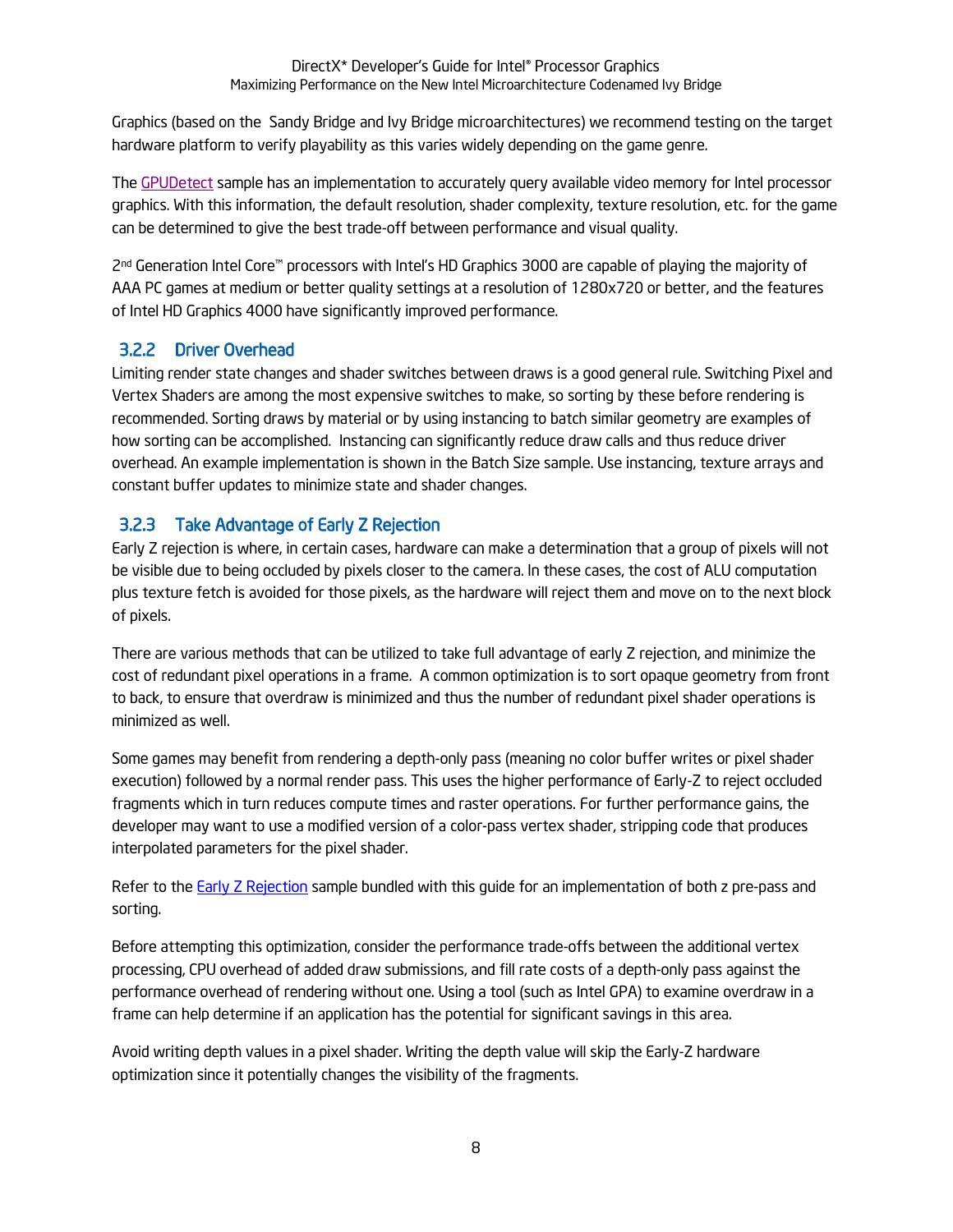Graphics (based on the  Sandy Bridge and Ivy Bridge microarchitectures) we recommend testing on the target hardware platform to verify playability as this varies widely depending on the game genre.

The GPUDetect sample has an implementation to accurately query available video memory for Intel processor graphics. With this information, the default resolution, shader complexity, texture resolution, etc. for the game can be determined to give the best trade-off between performance and visual quality.

2nd Generation Intel Core™ processors with Intel's HD Graphics 3000 are capable of playing the majority of AAA PC games at medium or better quality settings at a resolution of 1280x720 or better, and the features of Intel HD Graphics 4000 have significantly improved performance.

### 3.2.2 Driver Overhead

Limiting render state changes and shader switches between draws is a good general rule. Switching Pixel and Vertex Shaders are among the most expensive switches to make, so sorting by these before rendering is recommended. Sorting draws by material or by using instancing to batch similar geometry are examples of how sorting can be accomplished.  Instancing can significantly reduce draw calls and thus reduce driver overhead. An example implementation is shown in the Batch Size sample. Use instancing, texture arrays and constant buffer updates to minimize state and shader changes.

### 3.2.3 Take Advantage of Early Z Rejection

Early Z rejection is where, in certain cases, hardware can make a determination that a group of pixels will not be visible due to being occluded by pixels closer to the camera. In these cases, the cost of ALU computation plus texture fetch is avoided for those pixels, as the hardware will reject them and move on to the next block of pixels.

There are various methods that can be utilized to take full advantage of early Z rejection, and minimize the cost of redundant pixel operations in a frame.  A common optimization is to sort opaque geometry from front to back, to ensure that overdraw is minimized and thus the number of redundant pixel shader operations is minimized as well.

Some games may benefit from rendering a depth-only pass (meaning no color buffer writes or pixel shader execution) followed by a normal render pass. This uses the higher performance of Early-Z to reject occluded fragments which in turn reduces compute times and raster operations. For further performance gains, the developer may want to use a modified version of a color-pass vertex shader, stripping code that produces interpolated parameters for the pixel shader.

Refer to the Early Z Rejection sample bundled with this guide for an implementation of both z pre-pass and sorting.

Before attempting this optimization, consider the performance trade-offs between the additional vertex processing, CPU overhead of added draw submissions, and fill rate costs of a depth-only pass against the performance overhead of rendering without one. Using a tool (such as Intel GPA) to examine overdraw in a frame can help determine if an application has the potential for significant savings in this area.

Avoid writing depth values in a pixel shader. Writing the depth value will skip the Early-Z hardware optimization since it potentially changes the visibility of the fragments.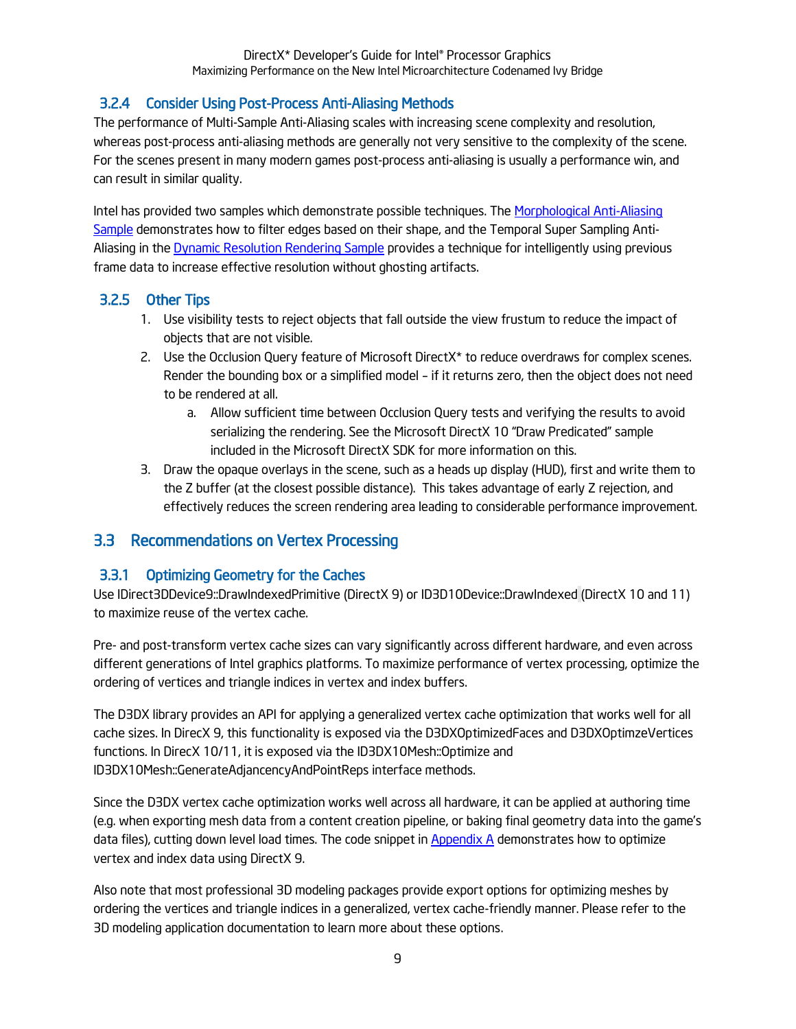### 3.2.4 Consider Using Post-Process Anti-Aliasing Methods

The performance of Multi-Sample Anti-Aliasing scales with increasing scene complexity and resolution, whereas post-process anti-aliasing methods are generally not very sensitive to the complexity of the scene. For the scenes present in many modern games post-process anti-aliasing is usually a performance win, and can result in similar quality.

Intel has provided two samples which demonstrate possible techniques. The Morphological Anti-Aliasing Sample demonstrates how to filter edges based on their shape, and the Temporal Super Sampling Anti-Aliasing in the Dynamic Resolution Rendering Sample provides a technique for intelligently using previous frame data to increase effective resolution without ghosting artifacts.

### 3.2.5 Other Tips

1. Use visibility tests to reject objects that fall outside the view frustum to reduce the impact of objects that are not visible.
2. Use the Occlusion Query feature of Microsoft DirectX* to reduce overdraws for complex scenes. Render the bounding box or a simplified model – if it returns zero, then the object does not need to be rendered at all.
   a. Allow sufficient time between Occlusion Query tests and verifying the results to avoid serializing the rendering. See the Microsoft DirectX 10 "Draw Predicated" sample included in the Microsoft DirectX SDK for more information on this.
3. Draw the opaque overlays in the scene, such as a heads up display (HUD), first and write them to the Z buffer (at the closest possible distance). This takes advantage of early Z rejection, and effectively reduces the screen rendering area leading to considerable performance improvement.

## 3.3 Recommendations on Vertex Processing

### 3.3.1 Optimizing Geometry for the Caches

Use IDirect3DDevice9::DrawIndexedPrimitive (DirectX 9) or ID3D10Device::DrawIndexed (DirectX 10 and 11) to maximize reuse of the vertex cache.

Pre- and post-transform vertex cache sizes can vary significantly across different hardware, and even across different generations of Intel graphics platforms. To maximize performance of vertex processing, optimize the ordering of vertices and triangle indices in vertex and index buffers.

The D3DX library provides an API for applying a generalized vertex cache optimization that works well for all cache sizes. In DirecX 9, this functionality is exposed via the D3DXOptimizedFaces and D3DXOptimzeVertices functions. In DirecX 10/11, it is exposed via the ID3DX10Mesh::Optimize and ID3DX10Mesh::GenerateAdjancencyAndPointReps interface methods.

Since the D3DX vertex cache optimization works well across all hardware, it can be applied at authoring time (e.g. when exporting mesh data from a content creation pipeline, or baking final geometry data into the game's data files), cutting down level load times. The code snippet in Appendix A demonstrates how to optimize vertex and index data using DirectX 9.

Also note that most professional 3D modeling packages provide export options for optimizing meshes by ordering the vertices and triangle indices in a generalized, vertex cache-friendly manner. Please refer to the 3D modeling application documentation to learn more about these options.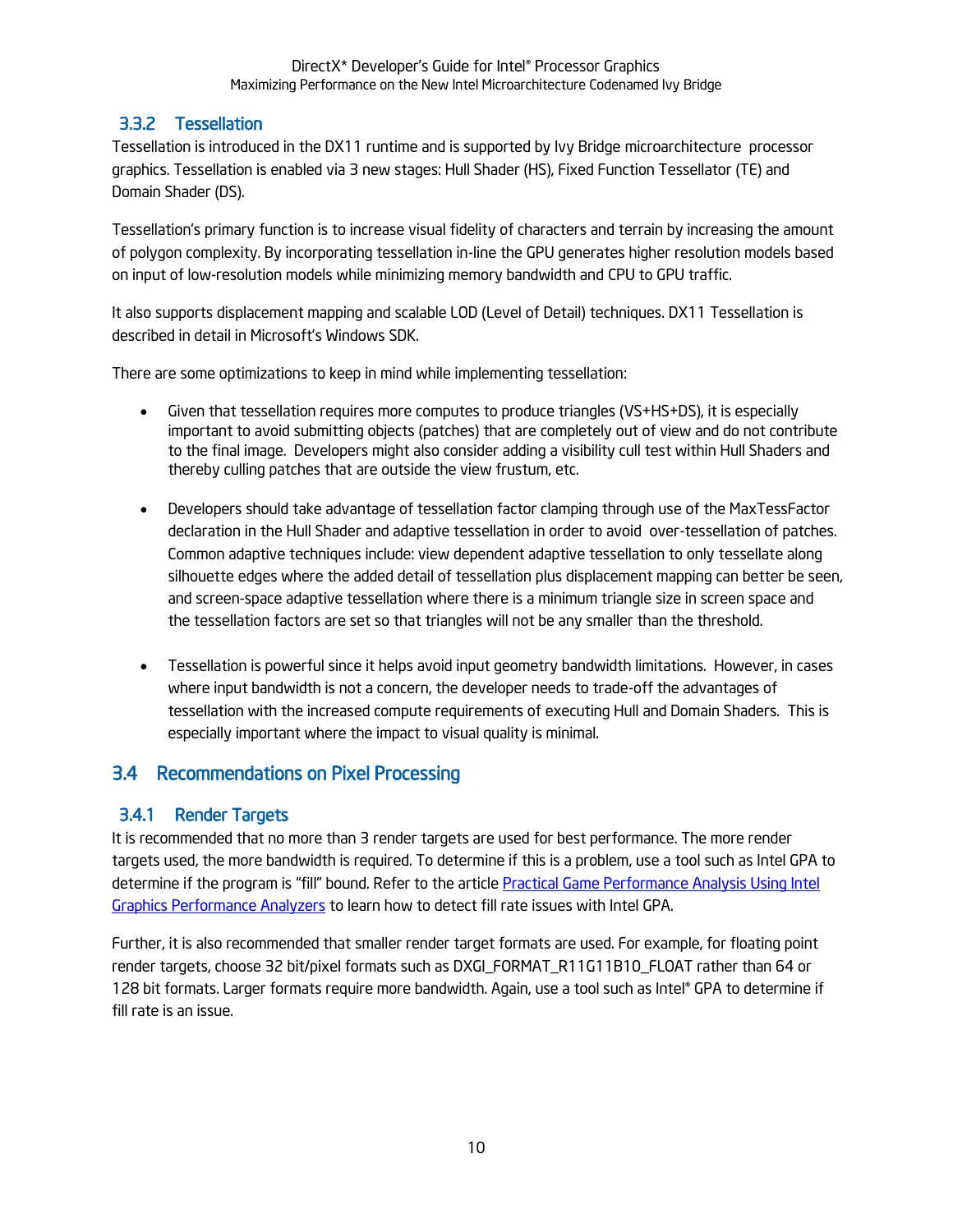### 3.3.2 Tessellation

Tessellation is introduced in the DX11 runtime and is supported by Ivy Bridge microarchitecture processor graphics. Tessellation is enabled via 3 new stages: Hull Shader (HS), Fixed Function Tessellator (TE) and Domain Shader (DS).

Tessellation's primary function is to increase visual fidelity of characters and terrain by increasing the amount of polygon complexity. By incorporating tessellation in-line the GPU generates higher resolution models based on input of low-resolution models while minimizing memory bandwidth and CPU to GPU traffic.

It also supports displacement mapping and scalable LOD (Level of Detail) techniques. DX11 Tessellation is described in detail in Microsoft's Windows SDK.

There are some optimizations to keep in mind while implementing tessellation:

- Given that tessellation requires more computes to produce triangles (VS+HS+DS), it is especially important to avoid submitting objects (patches) that are completely out of view and do not contribute to the final image. Developers might also consider adding a visibility cull test within Hull Shaders and thereby culling patches that are outside the view frustum, etc.

- Developers should take advantage of tessellation factor clamping through use of the MaxTessFactor declaration in the Hull Shader and adaptive tessellation in order to avoid over-tessellation of patches. Common adaptive techniques include: view dependent adaptive tessellation to only tessellate along silhouette edges where the added detail of tessellation plus displacement mapping can better be seen, and screen-space adaptive tessellation where there is a minimum triangle size in screen space and the tessellation factors are set so that triangles will not be any smaller than the threshold.

- Tessellation is powerful since it helps avoid input geometry bandwidth limitations. However, in cases where input bandwidth is not a concern, the developer needs to trade-off the advantages of tessellation with the increased compute requirements of executing Hull and Domain Shaders. This is especially important where the impact to visual quality is minimal.

## 3.4 Recommendations on Pixel Processing

### 3.4.1 Render Targets

It is recommended that no more than 3 render targets are used for best performance. The more render targets used, the more bandwidth is required. To determine if this is a problem, use a tool such as Intel GPA to determine if the program is "fill" bound. Refer to the article [Practical Game Performance Analysis Using Intel Graphics Performance Analyzers] to learn how to detect fill rate issues with Intel GPA.

Further, it is also recommended that smaller render target formats are used. For example, for floating point render targets, choose 32 bit/pixel formats such as DXGI_FORMAT_R11G11B10_FLOAT rather than 64 or 128 bit formats. Larger formats require more bandwidth. Again, use a tool such as Intel® GPA to determine if fill rate is an issue.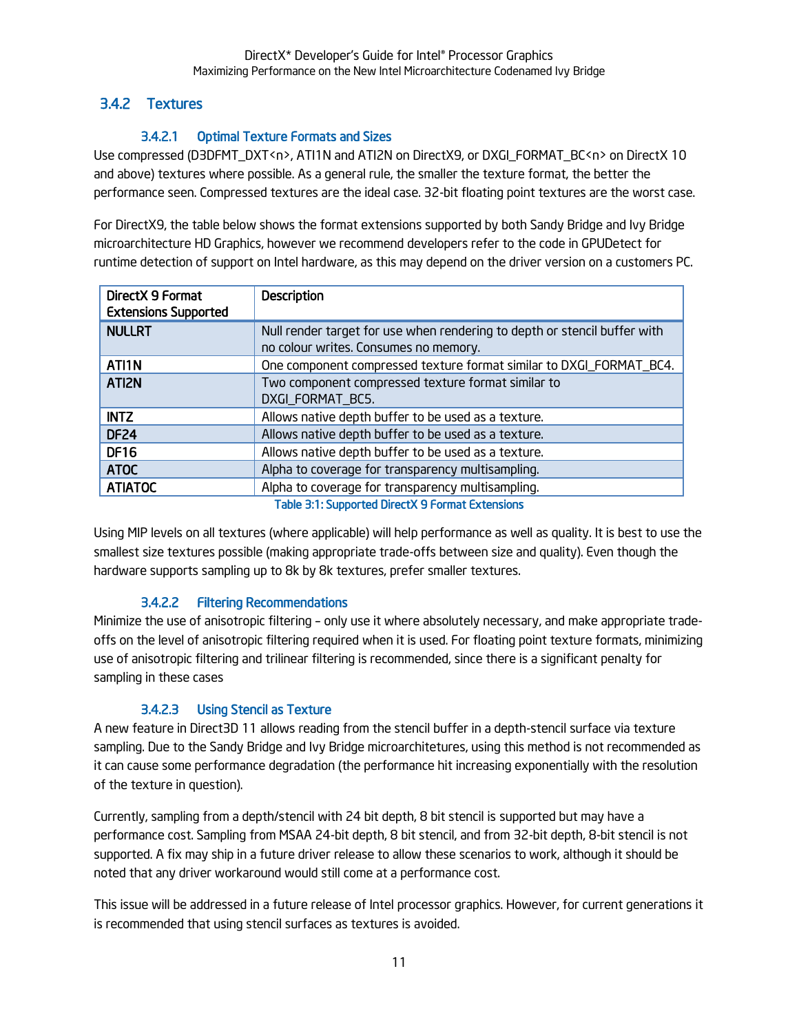### 3.4.2 Textures

#### 3.4.2.1 Optimal Texture Formats and Sizes

Use compressed (D3DFMT_DXT<n>, ATI1N and ATI2N on DirectX9, or DXGI_FORMAT_BC<n> on DirectX 10 and above) textures where possible. As a general rule, the smaller the texture format, the better the performance seen. Compressed textures are the ideal case. 32-bit floating point textures are the worst case.

For DirectX9, the table below shows the format extensions supported by both Sandy Bridge and Ivy Bridge microarchitecture HD Graphics, however we recommend developers refer to the code in GPUDetect for runtime detection of support on Intel hardware, as this may depend on the driver version on a customers PC.

| DirectX 9 Format Extensions Supported | Description |
|---|---|
| **NULLRT** | Null render target for use when rendering to depth or stencil buffer with no colour writes. Consumes no memory. |
| **ATI1N** | One component compressed texture format similar to DXGI_FORMAT_BC4. |
| **ATI2N** | Two component compressed texture format similar to DXGI_FORMAT_BC5. |
| **INTZ** | Allows native depth buffer to be used as a texture. |
| **DF24** | Allows native depth buffer to be used as a texture. |
| **DF16** | Allows native depth buffer to be used as a texture. |
| **ATOC** | Alpha to coverage for transparency multisampling. |
| **ATIATOC** | Alpha to coverage for transparency multisampling. |

Table 3:1: Supported DirectX 9 Format Extensions

Using MIP levels on all textures (where applicable) will help performance as well as quality. It is best to use the smallest size textures possible (making appropriate trade-offs between size and quality). Even though the hardware supports sampling up to 8k by 8k textures, prefer smaller textures.

#### 3.4.2.2 Filtering Recommendations

Minimize the use of anisotropic filtering – only use it where absolutely necessary, and make appropriate trade-offs on the level of anisotropic filtering required when it is used. For floating point texture formats, minimizing use of anisotropic filtering and trilinear filtering is recommended, since there is a significant penalty for sampling in these cases

#### 3.4.2.3 Using Stencil as Texture

A new feature in Direct3D 11 allows reading from the stencil buffer in a depth-stencil surface via texture sampling. Due to the Sandy Bridge and Ivy Bridge microarchitetures, using this method is not recommended as it can cause some performance degradation (the performance hit increasing exponentially with the resolution of the texture in question).

Currently, sampling from a depth/stencil with 24 bit depth, 8 bit stencil is supported but may have a performance cost. Sampling from MSAA 24-bit depth, 8 bit stencil, and from 32-bit depth, 8-bit stencil is not supported. A fix may ship in a future driver release to allow these scenarios to work, although it should be noted that any driver workaround would still come at a performance cost.

This issue will be addressed in a future release of Intel processor graphics. However, for current generations it is recommended that using stencil surfaces as textures is avoided.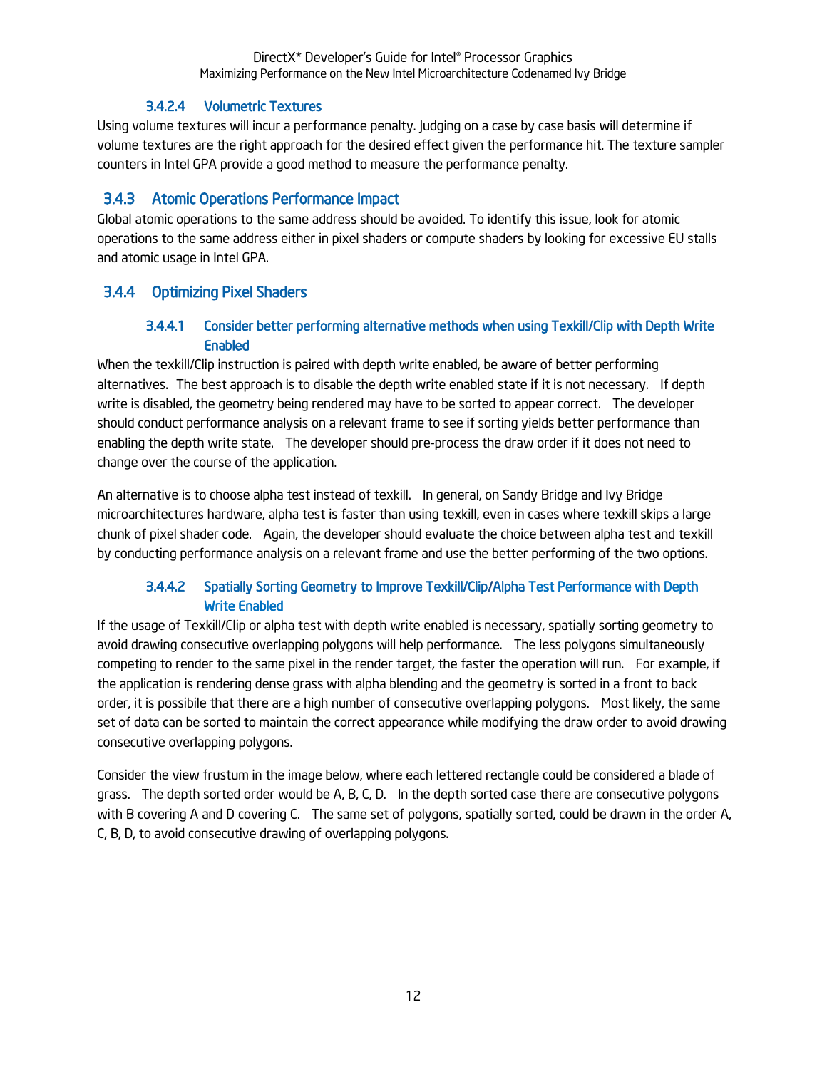#### 3.4.2.4 Volumetric Textures

Using volume textures will incur a performance penalty. Judging on a case by case basis will determine if volume textures are the right approach for the desired effect given the performance hit. The texture sampler counters in Intel GPA provide a good method to measure the performance penalty.

### 3.4.3 Atomic Operations Performance Impact

Global atomic operations to the same address should be avoided. To identify this issue, look for atomic operations to the same address either in pixel shaders or compute shaders by looking for excessive EU stalls and atomic usage in Intel GPA.

### 3.4.4 Optimizing Pixel Shaders

#### 3.4.4.1 Consider better performing alternative methods when using Texkill/Clip with Depth Write Enabled

When the texkill/Clip instruction is paired with depth write enabled, be aware of better performing alternatives. The best approach is to disable the depth write enabled state if it is not necessary. If depth write is disabled, the geometry being rendered may have to be sorted to appear correct. The developer should conduct performance analysis on a relevant frame to see if sorting yields better performance than enabling the depth write state. The developer should pre-process the draw order if it does not need to change over the course of the application.

An alternative is to choose alpha test instead of texkill. In general, on Sandy Bridge and Ivy Bridge microarchitectures hardware, alpha test is faster than using texkill, even in cases where texkill skips a large chunk of pixel shader code. Again, the developer should evaluate the choice between alpha test and texkill by conducting performance analysis on a relevant frame and use the better performing of the two options.

#### 3.4.4.2 Spatially Sorting Geometry to Improve Texkill/Clip/Alpha Test Performance with Depth Write Enabled

If the usage of Texkill/Clip or alpha test with depth write enabled is necessary, spatially sorting geometry to avoid drawing consecutive overlapping polygons will help performance. The less polygons simultaneously competing to render to the same pixel in the render target, the faster the operation will run. For example, if the application is rendering dense grass with alpha blending and the geometry is sorted in a front to back order, it is possibile that there are a high number of consecutive overlapping polygons. Most likely, the same set of data can be sorted to maintain the correct appearance while modifying the draw order to avoid drawing consecutive overlapping polygons.

Consider the view frustum in the image below, where each lettered rectangle could be considered a blade of grass. The depth sorted order would be A, B, C, D. In the depth sorted case there are consecutive polygons with B covering A and D covering C. The same set of polygons, spatially sorted, could be drawn in the order A, C, B, D, to avoid consecutive drawing of overlapping polygons.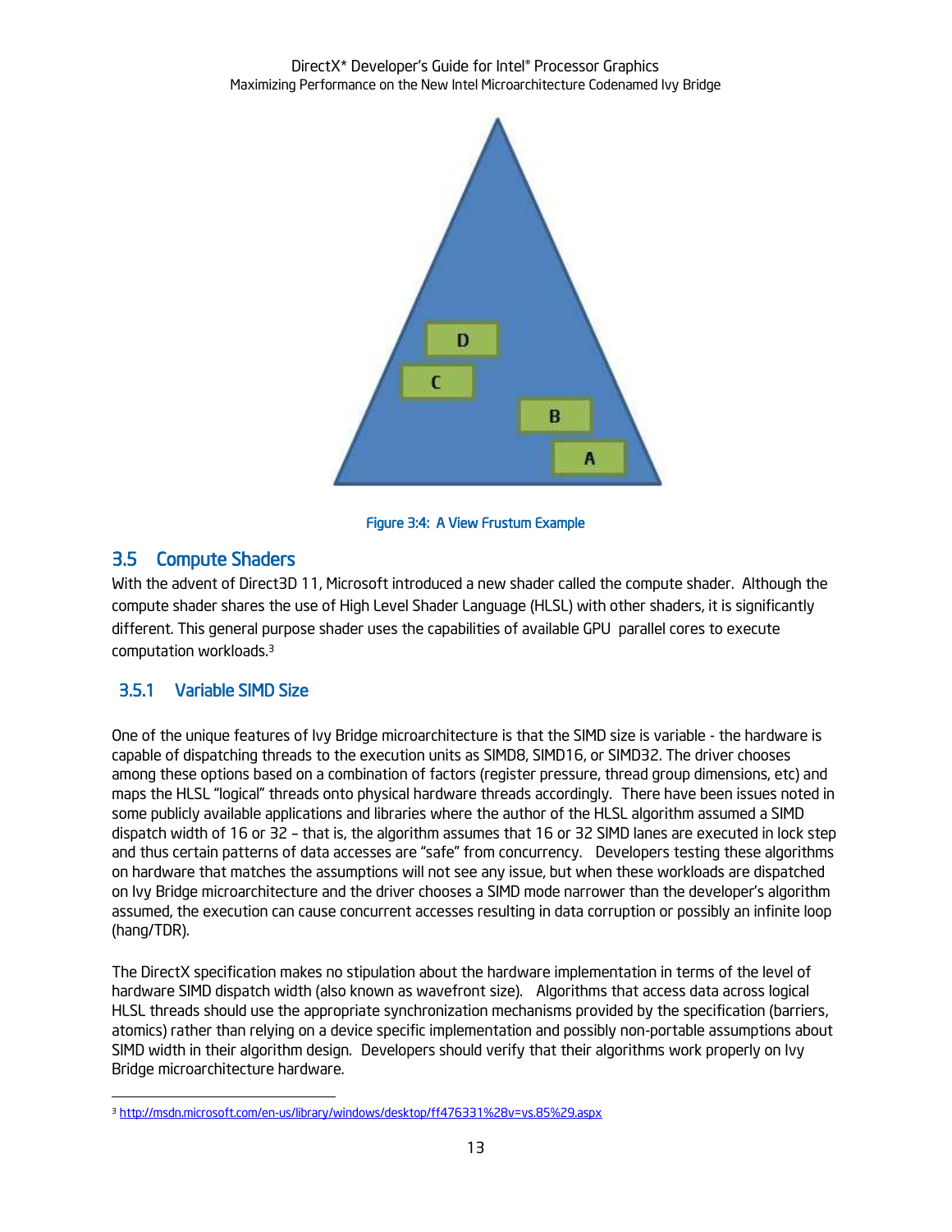Figure 3:4: A View Frustum Example

## 3.5 Compute Shaders

With the advent of Direct3D 11, Microsoft introduced a new shader called the compute shader. Although the compute shader shares the use of High Level Shader Language (HLSL) with other shaders, it is significantly different. This general purpose shader uses the capabilities of available GPU parallel cores to execute computation workloads.[3]

### 3.5.1 Variable SIMD Size

One of the unique features of Ivy Bridge microarchitecture is that the SIMD size is variable - the hardware is capable of dispatching threads to the execution units as SIMD8, SIMD16, or SIMD32. The driver chooses among these options based on a combination of factors (register pressure, thread group dimensions, etc) and maps the HLSL "logical" threads onto physical hardware threads accordingly. There have been issues noted in some publicly available applications and libraries where the author of the HLSL algorithm assumed a SIMD dispatch width of 16 or 32 – that is, the algorithm assumes that 16 or 32 SIMD lanes are executed in lock step and thus certain patterns of data accesses are "safe" from concurrency. Developers testing these algorithms on hardware that matches the assumptions will not see any issue, but when these workloads are dispatched on Ivy Bridge microarchitecture and the driver chooses a SIMD mode narrower than the developer's algorithm assumed, the execution can cause concurrent accesses resulting in data corruption or possibly an infinite loop (hang/TDR).

The DirectX specification makes no stipulation about the hardware implementation in terms of the level of hardware SIMD dispatch width (also known as wavefront size). Algorithms that access data across logical HLSL threads should use the appropriate synchronization mechanisms provided by the specification (barriers, atomics) rather than relying on a device specific implementation and possibly non-portable assumptions about SIMD width in their algorithm design. Developers should verify that their algorithms work properly on Ivy Bridge microarchitecture hardware.

---

[3] http://msdn.microsoft.com/en-us/library/windows/desktop/ff476331%28v=vs.85%29.aspx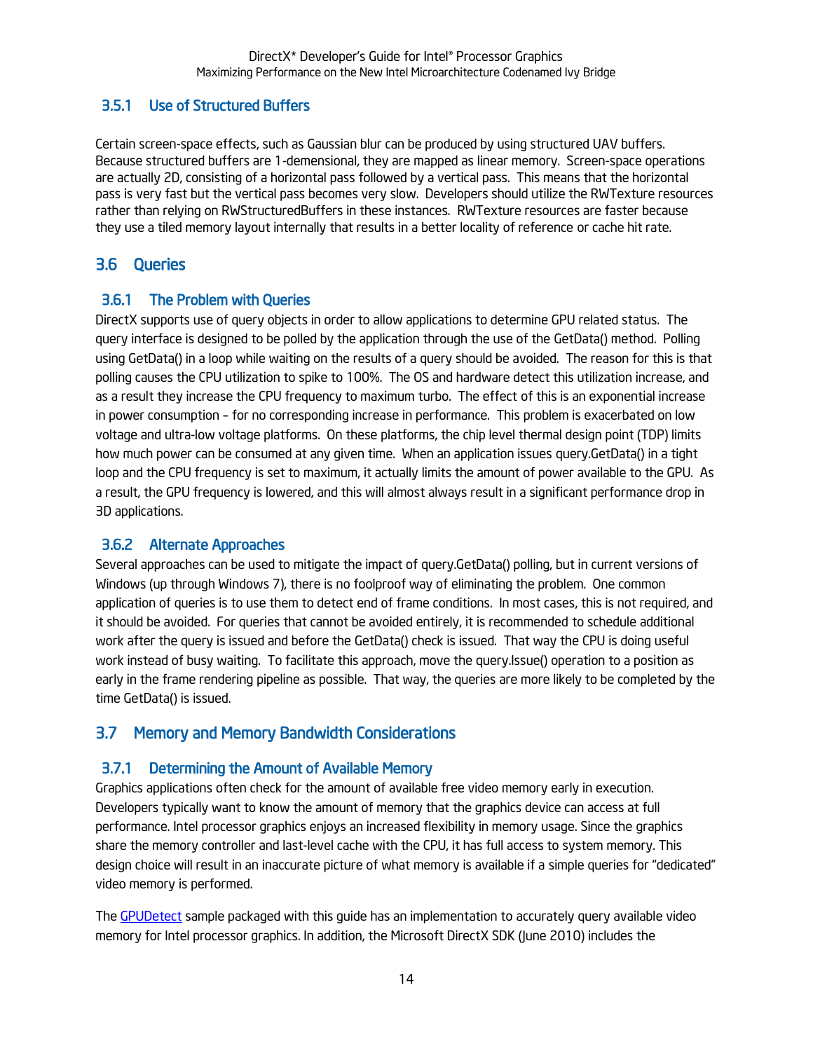### 3.5.1 Use of Structured Buffers

Certain screen-space effects, such as Gaussian blur can be produced by using structured UAV buffers. Because structured buffers are 1-demensional, they are mapped as linear memory. Screen-space operations are actually 2D, consisting of a horizontal pass followed by a vertical pass. This means that the horizontal pass is very fast but the vertical pass becomes very slow. Developers should utilize the RWTexture resources rather than relying on RWStructuredBuffers in these instances. RWTexture resources are faster because they use a tiled memory layout internally that results in a better locality of reference or cache hit rate.

## 3.6 Queries

### 3.6.1 The Problem with Queries

DirectX supports use of query objects in order to allow applications to determine GPU related status. The query interface is designed to be polled by the application through the use of the GetData() method. Polling using GetData() in a loop while waiting on the results of a query should be avoided. The reason for this is that polling causes the CPU utilization to spike to 100%. The OS and hardware detect this utilization increase, and as a result they increase the CPU frequency to maximum turbo. The effect of this is an exponential increase in power consumption – for no corresponding increase in performance. This problem is exacerbated on low voltage and ultra-low voltage platforms. On these platforms, the chip level thermal design point (TDP) limits how much power can be consumed at any given time. When an application issues query.GetData() in a tight loop and the CPU frequency is set to maximum, it actually limits the amount of power available to the GPU. As a result, the GPU frequency is lowered, and this will almost always result in a significant performance drop in 3D applications.

### 3.6.2 Alternate Approaches

Several approaches can be used to mitigate the impact of query.GetData() polling, but in current versions of Windows (up through Windows 7), there is no foolproof way of eliminating the problem. One common application of queries is to use them to detect end of frame conditions. In most cases, this is not required, and it should be avoided. For queries that cannot be avoided entirely, it is recommended to schedule additional work after the query is issued and before the GetData() check is issued. That way the CPU is doing useful work instead of busy waiting. To facilitate this approach, move the query.Issue() operation to a position as early in the frame rendering pipeline as possible. That way, the queries are more likely to be completed by the time GetData() is issued.

## 3.7 Memory and Memory Bandwidth Considerations

### 3.7.1 Determining the Amount of Available Memory

Graphics applications often check for the amount of available free video memory early in execution. Developers typically want to know the amount of memory that the graphics device can access at full performance. Intel processor graphics enjoys an increased flexibility in memory usage. Since the graphics share the memory controller and last-level cache with the CPU, it has full access to system memory. This design choice will result in an inaccurate picture of what memory is available if a simple queries for "dedicated" video memory is performed.

The GPUDetect sample packaged with this guide has an implementation to accurately query available video memory for Intel processor graphics. In addition, the Microsoft DirectX SDK (June 2010) includes the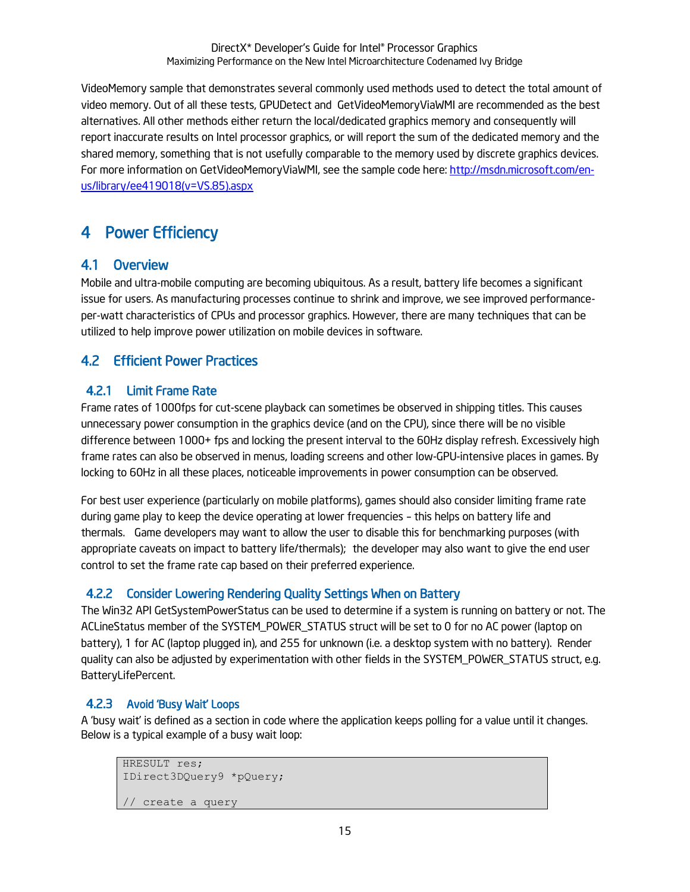VideoMemory sample that demonstrates several commonly used methods used to detect the total amount of video memory. Out of all these tests, GPUDetect and GetVideoMemoryViaWMI are recommended as the best alternatives. All other methods either return the local/dedicated graphics memory and consequently will report inaccurate results on Intel processor graphics, or will report the sum of the dedicated memory and the shared memory, something that is not usefully comparable to the memory used by discrete graphics devices. For more information on GetVideoMemoryViaWMI, see the sample code here: [http://msdn.microsoft.com/en-us/library/ee419018(v=VS.85).aspx](http://msdn.microsoft.com/en-us/library/ee419018(v=VS.85).aspx)

# 4 Power Efficiency

## 4.1 Overview

Mobile and ultra-mobile computing are becoming ubiquitous. As a result, battery life becomes a significant issue for users. As manufacturing processes continue to shrink and improve, we see improved performance-per-watt characteristics of CPUs and processor graphics. However, there are many techniques that can be utilized to help improve power utilization on mobile devices in software.

## 4.2 Efficient Power Practices

### 4.2.1 Limit Frame Rate

Frame rates of 1000fps for cut-scene playback can sometimes be observed in shipping titles. This causes unnecessary power consumption in the graphics device (and on the CPU), since there will be no visible difference between 1000+ fps and locking the present interval to the 60Hz display refresh. Excessively high frame rates can also be observed in menus, loading screens and other low-GPU-intensive places in games. By locking to 60Hz in all these places, noticeable improvements in power consumption can be observed.

For best user experience (particularly on mobile platforms), games should also consider limiting frame rate during game play to keep the device operating at lower frequencies – this helps on battery life and thermals. Game developers may want to allow the user to disable this for benchmarking purposes (with appropriate caveats on impact to battery life/thermals); the developer may also want to give the end user control to set the frame rate cap based on their preferred experience.

### 4.2.2 Consider Lowering Rendering Quality Settings When on Battery

The Win32 API GetSystemPowerStatus can be used to determine if a system is running on battery or not. The ACLineStatus member of the SYSTEM_POWER_STATUS struct will be set to 0 for no AC power (laptop on battery), 1 for AC (laptop plugged in), and 255 for unknown (i.e. a desktop system with no battery). Render quality can also be adjusted by experimentation with other fields in the SYSTEM_POWER_STATUS struct, e.g. BatteryLifePercent.

### 4.2.3 Avoid 'Busy Wait' Loops

A 'busy wait' is defined as a section in code where the application keeps polling for a value until it changes. Below is a typical example of a busy wait loop:

```
HRESULT res;
IDirect3DQuery9 *pQuery;

// create a query
```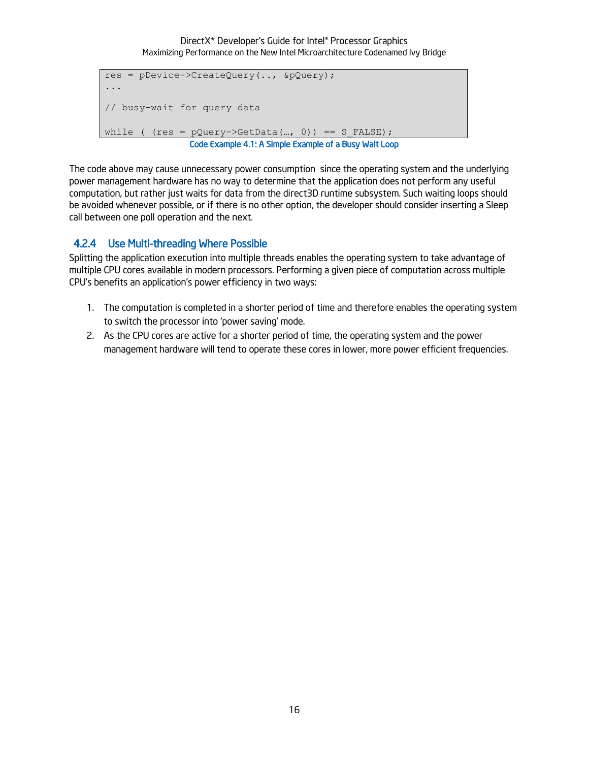```
res = pDevice->CreateQuery(.., &pQuery);
...

// busy-wait for query data

while ( (res = pQuery->GetData(…, 0)) == S_FALSE);
```

Code Example 4.1: A Simple Example of a Busy Wait Loop

The code above may cause unnecessary power consumption  since the operating system and the underlying power management hardware has no way to determine that the application does not perform any useful computation, but rather just waits for data from the direct3D runtime subsystem. Such waiting loops should be avoided whenever possible, or if there is no other option, the developer should consider inserting a Sleep call between one poll operation and the next.

### 4.2.4 Use Multi-threading Where Possible

Splitting the application execution into multiple threads enables the operating system to take advantage of multiple CPU cores available in modern processors. Performing a given piece of computation across multiple CPU's benefits an application's power efficiency in two ways:

1. The computation is completed in a shorter period of time and therefore enables the operating system to switch the processor into 'power saving' mode.
2. As the CPU cores are active for a shorter period of time, the operating system and the power management hardware will tend to operate these cores in lower, more power efficient frequencies.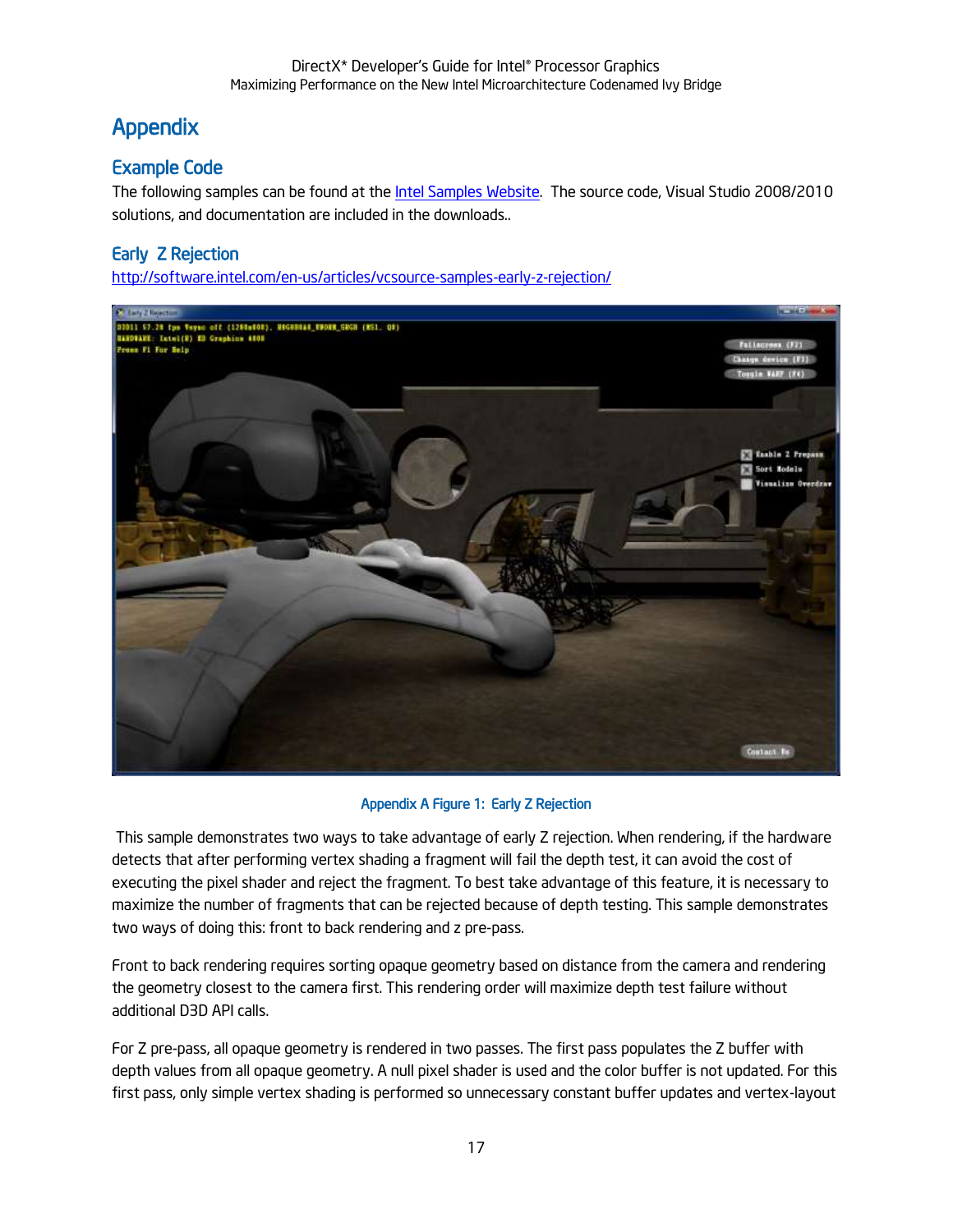# Appendix

## Example Code

The following samples can be found at the [Intel Samples Website](). The source code, Visual Studio 2008/2010 solutions, and documentation are included in the downloads..

### Early Z Rejection

http://software.intel.com/en-us/articles/vcsource-samples-early-z-rejection/

Appendix A Figure 1: Early Z Rejection

This sample demonstrates two ways to take advantage of early Z rejection. When rendering, if the hardware detects that after performing vertex shading a fragment will fail the depth test, it can avoid the cost of executing the pixel shader and reject the fragment. To best take advantage of this feature, it is necessary to maximize the number of fragments that can be rejected because of depth testing. This sample demonstrates two ways of doing this: front to back rendering and z pre-pass.

Front to back rendering requires sorting opaque geometry based on distance from the camera and rendering the geometry closest to the camera first. This rendering order will maximize depth test failure without additional D3D API calls.

For Z pre-pass, all opaque geometry is rendered in two passes. The first pass populates the Z buffer with depth values from all opaque geometry. A null pixel shader is used and the color buffer is not updated. For this first pass, only simple vertex shading is performed so unnecessary constant buffer updates and vertex-layout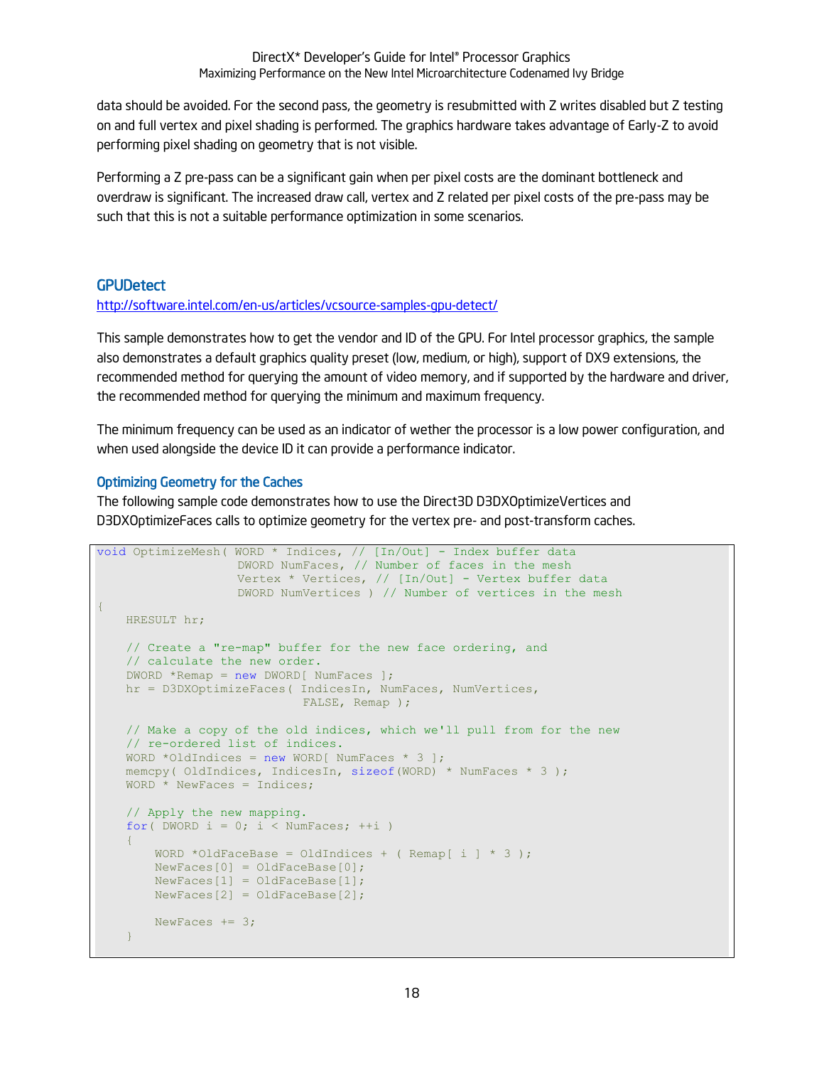data should be avoided. For the second pass, the geometry is resubmitted with Z writes disabled but Z testing on and full vertex and pixel shading is performed. The graphics hardware takes advantage of Early-Z to avoid performing pixel shading on geometry that is not visible.

Performing a Z pre-pass can be a significant gain when per pixel costs are the dominant bottleneck and overdraw is significant. The increased draw call, vertex and Z related per pixel costs of the pre-pass may be such that this is not a suitable performance optimization in some scenarios.

## GPUDetect

http://software.intel.com/en-us/articles/vcsource-samples-gpu-detect/

This sample demonstrates how to get the vendor and ID of the GPU. For Intel processor graphics, the sample also demonstrates a default graphics quality preset (low, medium, or high), support of DX9 extensions, the recommended method for querying the amount of video memory, and if supported by the hardware and driver, the recommended method for querying the minimum and maximum frequency.

The minimum frequency can be used as an indicator of wether the processor is a low power configuration, and when used alongside the device ID it can provide a performance indicator.

### Optimizing Geometry for the Caches

The following sample code demonstrates how to use the Direct3D D3DXOptimizeVertices and D3DXOptimizeFaces calls to optimize geometry for the vertex pre- and post-transform caches.

```
void OptimizeMesh( WORD * Indices, // [In/Out] - Index buffer data
                   DWORD NumFaces, // Number of faces in the mesh
                   Vertex * Vertices, // [In/Out] - Vertex buffer data
                   DWORD NumVertices ) // Number of vertices in the mesh
{
    HRESULT hr;

    // Create a "re-map" buffer for the new face ordering, and
    // calculate the new order.
    DWORD *Remap = new DWORD[ NumFaces ];
    hr = D3DXOptimizeFaces( IndicesIn, NumFaces, NumVertices,
                            FALSE, Remap );

    // Make a copy of the old indices, which we'll pull from for the new
    // re-ordered list of indices.
    WORD *OldIndices = new WORD[ NumFaces * 3 ];
    memcpy( OldIndices, IndicesIn, sizeof(WORD) * NumFaces * 3 );
    WORD * NewFaces = Indices;

    // Apply the new mapping.
    for( DWORD i = 0; i < NumFaces; ++i )
    {
        WORD *OldFaceBase = OldIndices + ( Remap[ i ] * 3 );
        NewFaces[0] = OldFaceBase[0];
        NewFaces[1] = OldFaceBase[1];
        NewFaces[2] = OldFaceBase[2];

        NewFaces += 3;
    }
```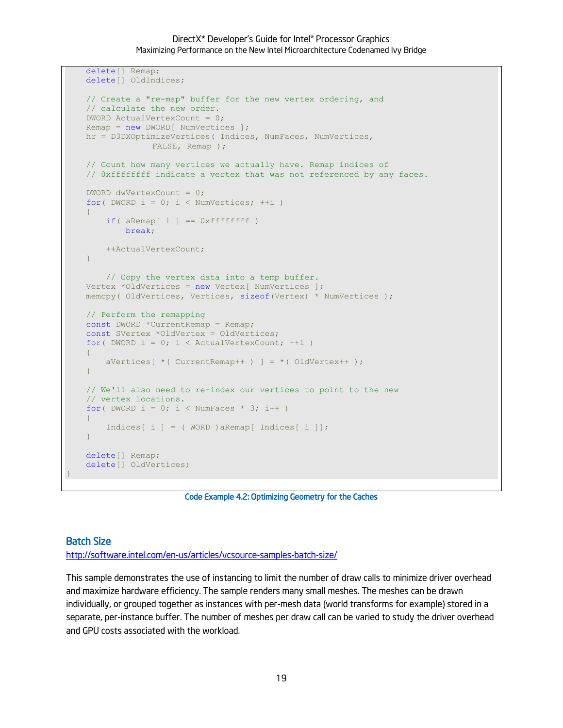```
    delete[] Remap;
    delete[] OldIndices;

    // Create a "re-map" buffer for the new vertex ordering, and
    // calculate the new order.
    DWORD ActualVertexCount = 0;
    Remap = new DWORD[ NumVertices ];
    hr = D3DXOptimizeVertices( Indices, NumFaces, NumVertices,
                 FALSE, Remap );

    // Count how many vertices we actually have. Remap indices of
    // 0xffffffff indicate a vertex that was not referenced by any faces.

    DWORD dwVertexCount = 0;
    for( DWORD i = 0; i < NumVertices; ++i )
    {
        if( aRemap[ i ] == 0xffffffff )
            break;

        ++ActualVertexCount;
    }

        // Copy the vertex data into a temp buffer.
    Vertex *OldVertices = new Vertex[ NumVertices ];
    memcpy( OldVertices, Vertices, sizeof(Vertex) * NumVertices );

    // Perform the remapping
    const DWORD *CurrentRemap = Remap;
    const SVertex *OldVertex = OldVertices;
    for( DWORD i = 0; i < ActualVertexCount; ++i )
    {
        aVertices[ *( CurrentRemap++ ) ] = *( OldVertex++ );
    }

    // We'll also need to re-index our vertices to point to the new
    // vertex locations.
    for( DWORD i = 0; i < NumFaces * 3; i++ )
    {
        Indices[ i ] = ( WORD )aRemap[ Indices[ i ]];
    }

    delete[] Remap;
    delete[] OldVertices;
}
```

Code Example 4.2: Optimizing Geometry for the Caches

## Batch Size

http://software.intel.com/en-us/articles/vcsource-samples-batch-size/

This sample demonstrates the use of instancing to limit the number of draw calls to minimize driver overhead and maximize hardware efficiency. The sample renders many small meshes. The meshes can be drawn individually, or grouped together as instances with per-mesh data (world transforms for example) stored in a separate, per-instance buffer. The number of meshes per draw call can be varied to study the driver overhead and GPU costs associated with the workload.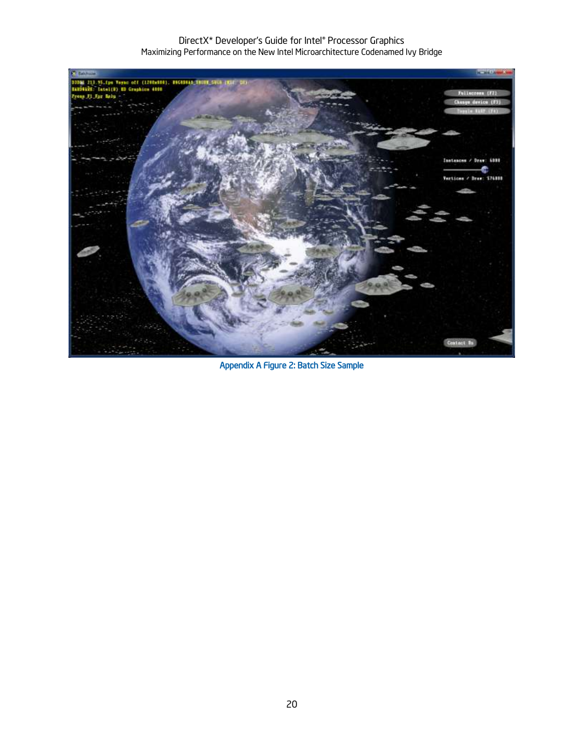Appendix A Figure 2: Batch Size Sample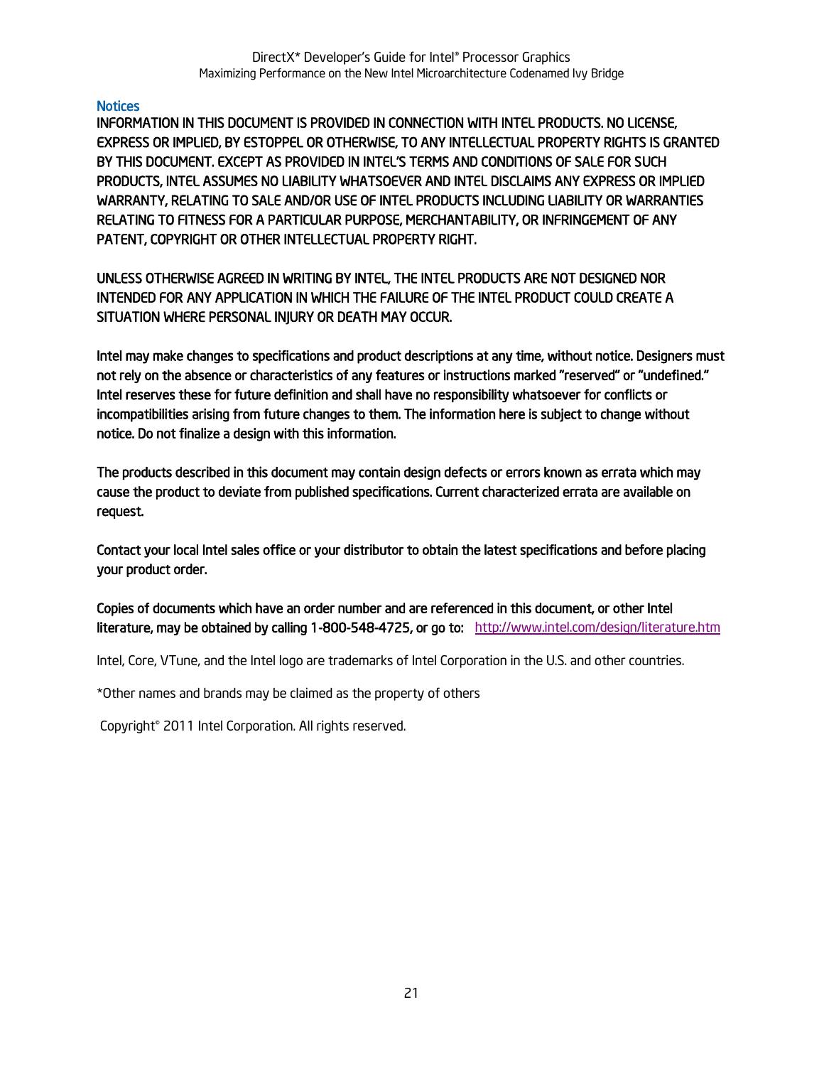## Notices

INFORMATION IN THIS DOCUMENT IS PROVIDED IN CONNECTION WITH INTEL PRODUCTS. NO LICENSE, EXPRESS OR IMPLIED, BY ESTOPPEL OR OTHERWISE, TO ANY INTELLECTUAL PROPERTY RIGHTS IS GRANTED BY THIS DOCUMENT. EXCEPT AS PROVIDED IN INTEL'S TERMS AND CONDITIONS OF SALE FOR SUCH PRODUCTS, INTEL ASSUMES NO LIABILITY WHATSOEVER AND INTEL DISCLAIMS ANY EXPRESS OR IMPLIED WARRANTY, RELATING TO SALE AND/OR USE OF INTEL PRODUCTS INCLUDING LIABILITY OR WARRANTIES RELATING TO FITNESS FOR A PARTICULAR PURPOSE, MERCHANTABILITY, OR INFRINGEMENT OF ANY PATENT, COPYRIGHT OR OTHER INTELLECTUAL PROPERTY RIGHT.

UNLESS OTHERWISE AGREED IN WRITING BY INTEL, THE INTEL PRODUCTS ARE NOT DESIGNED NOR INTENDED FOR ANY APPLICATION IN WHICH THE FAILURE OF THE INTEL PRODUCT COULD CREATE A SITUATION WHERE PERSONAL INJURY OR DEATH MAY OCCUR.

Intel may make changes to specifications and product descriptions at any time, without notice. Designers must not rely on the absence or characteristics of any features or instructions marked "reserved" or "undefined." Intel reserves these for future definition and shall have no responsibility whatsoever for conflicts or incompatibilities arising from future changes to them. The information here is subject to change without notice. Do not finalize a design with this information.

The products described in this document may contain design defects or errors known as errata which may cause the product to deviate from published specifications. Current characterized errata are available on request.

Contact your local Intel sales office or your distributor to obtain the latest specifications and before placing your product order.

Copies of documents which have an order number and are referenced in this document, or other Intel literature, may be obtained by calling 1-800-548-4725, or go to: http://www.intel.com/design/literature.htm

Intel, Core, VTune, and the Intel logo are trademarks of Intel Corporation in the U.S. and other countries.

*Other names and brands may be claimed as the property of others

Copyright© 2011 Intel Corporation. All rights reserved.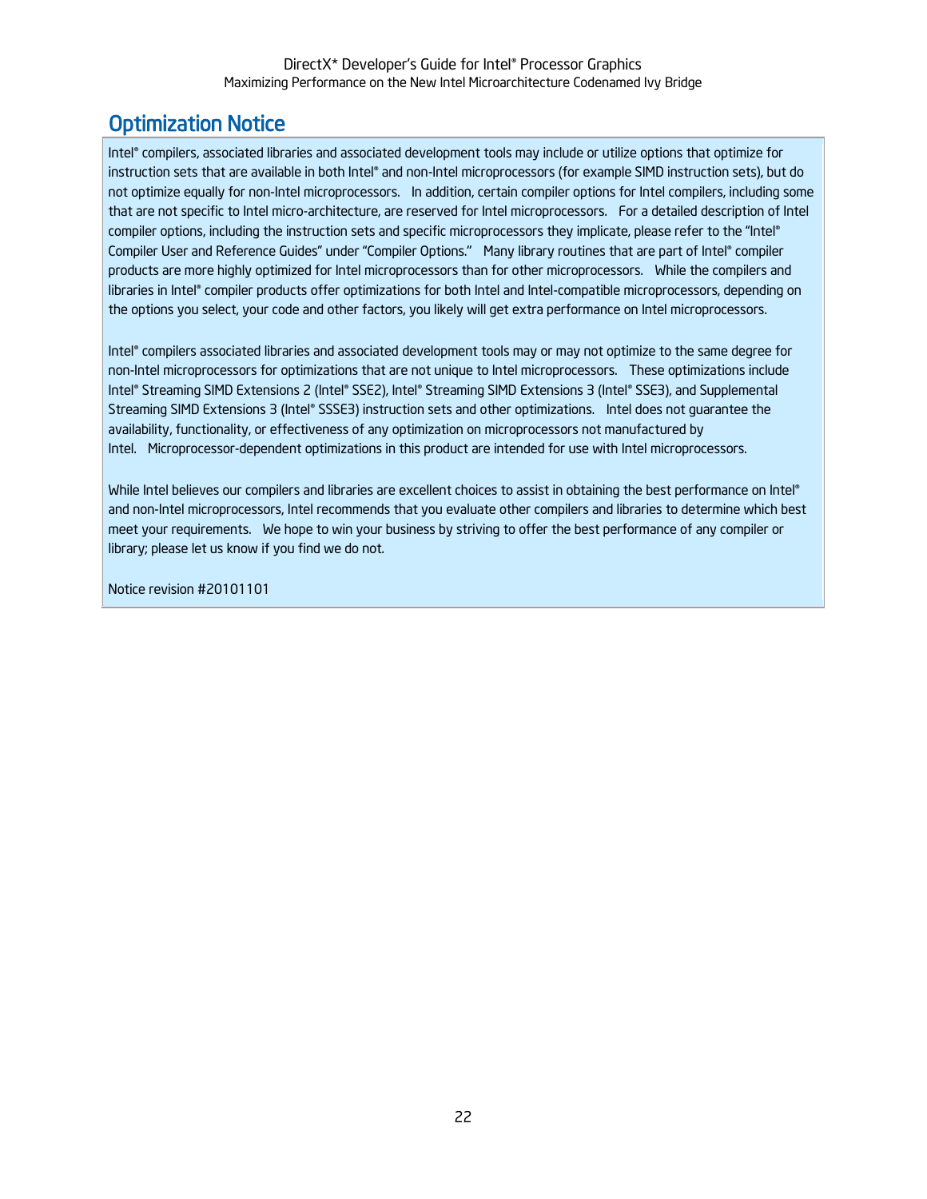## Optimization Notice

Intel® compilers, associated libraries and associated development tools may include or utilize options that optimize for instruction sets that are available in both Intel® and non-Intel microprocessors (for example SIMD instruction sets), but do not optimize equally for non-Intel microprocessors. In addition, certain compiler options for Intel compilers, including some that are not specific to Intel micro-architecture, are reserved for Intel microprocessors. For a detailed description of Intel compiler options, including the instruction sets and specific microprocessors they implicate, please refer to the "Intel® Compiler User and Reference Guides" under "Compiler Options." Many library routines that are part of Intel® compiler products are more highly optimized for Intel microprocessors than for other microprocessors. While the compilers and libraries in Intel® compiler products offer optimizations for both Intel and Intel-compatible microprocessors, depending on the options you select, your code and other factors, you likely will get extra performance on Intel microprocessors.

Intel® compilers associated libraries and associated development tools may or may not optimize to the same degree for non-Intel microprocessors for optimizations that are not unique to Intel microprocessors. These optimizations include Intel® Streaming SIMD Extensions 2 (Intel® SSE2), Intel® Streaming SIMD Extensions 3 (Intel® SSE3), and Supplemental Streaming SIMD Extensions 3 (Intel® SSSE3) instruction sets and other optimizations. Intel does not guarantee the availability, functionality, or effectiveness of any optimization on microprocessors not manufactured by Intel. Microprocessor-dependent optimizations in this product are intended for use with Intel microprocessors.

While Intel believes our compilers and libraries are excellent choices to assist in obtaining the best performance on Intel® and non-Intel microprocessors, Intel recommends that you evaluate other compilers and libraries to determine which best meet your requirements. We hope to win your business by striving to offer the best performance of any compiler or library; please let us know if you find we do not.

Notice revision #20101101